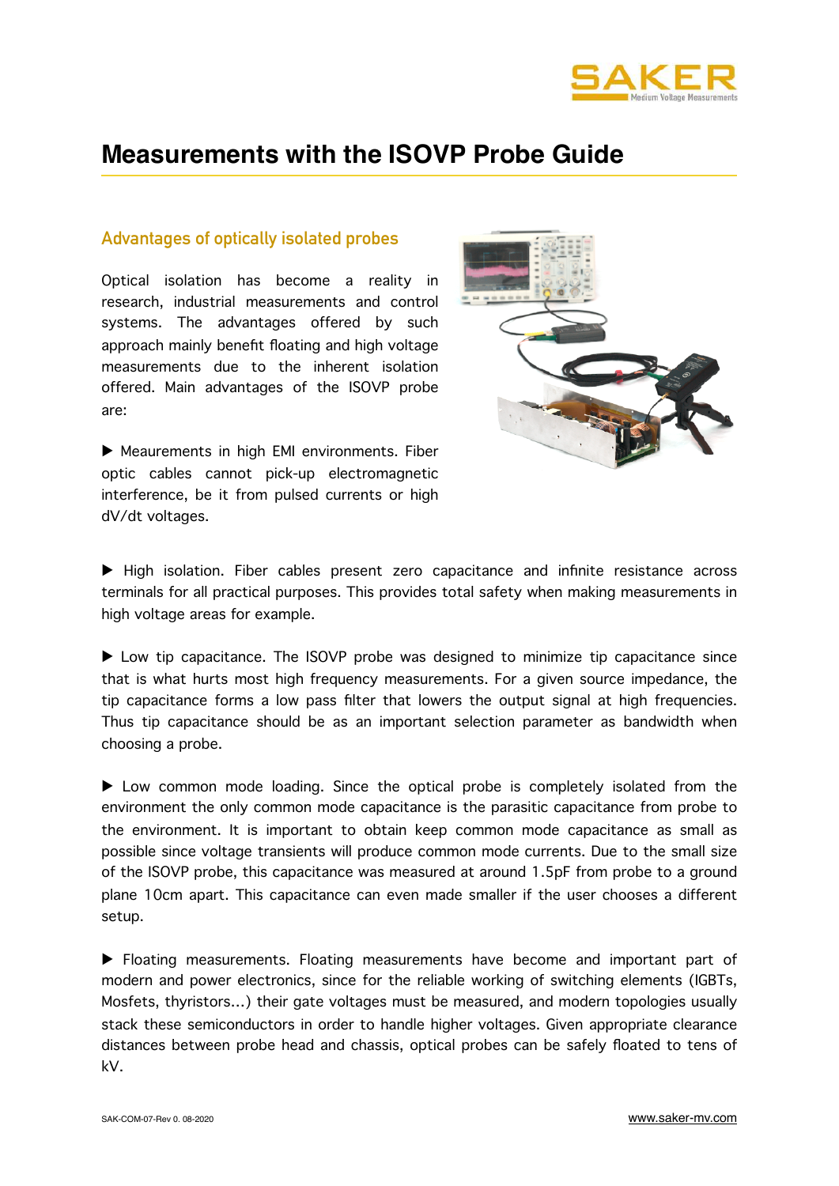# Measurements with the ISOVP Probe Guide

## Advantages of optically isolated probes

Optical isolation has become a reality in research, industrial measurements and control systems. The advantages offered by such approach mainly benefit floating and high voltage measurements due to the inherent isolation offered. Main advantages of the ISOVP probe are:

▶ Meaurements in high EMI environments. Fiber optic cables cannot pick-up electromagnetic interference, be it from pulsed currents or high dV/dt voltages.

▶ High isolation. Fiber cables present zero capacitance and infinite resistance across terminals for all practical purposes. This provides total safety when making measurements in high voltage areas for example.

▶ Low tip capacitance. The ISOVP probe was designed to minimize tip capacitance since that is what hurts most high frequency measurements. For a given source impedance, the tip capacitance forms a low pass filter that lowers the output signal at high frequencies. Thus tip capacitance should be as an important selection parameter as bandwidth when choosing a probe.

▶ Low common mode loading. Since the optical probe is completely isolated from the environment the only common mode capacitance is the parasitic capacitance from probe to the environment. It is important to obtain keep common mode capacitance as small as possible since voltage transients will produce common mode currents. Due to the small size of the ISOVP probe, this capacitance was measured at around 1.5pF from probe to a ground plane 10cm apart. This capacitance can even made smaller if the user chooses a different setup.

▶ Floating measurements. Floating measurements have become and important part of modern and power electronics, since for the reliable working of switching elements (IGBTs, Mosfets, thyristors...) their gate voltages must be measured, and modern topologies usually stack these semiconductors in order to handle higher voltages. Given appropriate clearance distances between probe head and chassis, optical probes can be safely floated to tens of kV.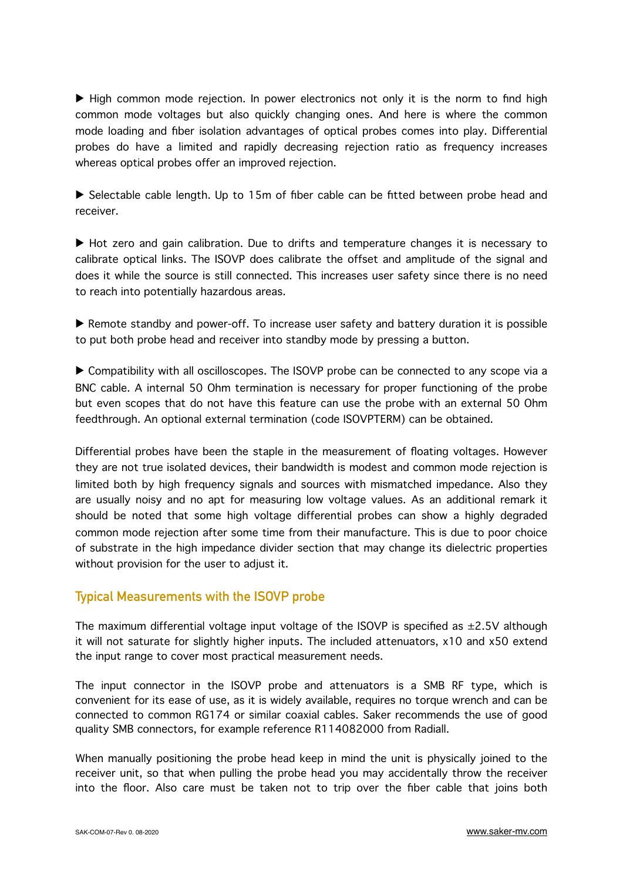▶ High common mode rejection. In power electronics not only it is the norm to find high common mode voltages but also quickly changing ones. And here is where the common mode loading and fiber isolation advantages of optical probes comes into play. Differential probes do have a limited and rapidly decreasing rejection ratio as frequency increases whereas optical probes offer an improved rejection.

▶ Selectable cable length. Up to 15m of fiber cable can be fitted between probe head and receiver.

▶ Hot zero and gain calibration. Due to drifts and temperature changes it is necessary to calibrate optical links. The ISOVP does calibrate the offset and amplitude of the signal and does it while the source is still connected. This increases user safety since there is no need to reach into potentially hazardous areas.

▶ Remote standby and power-off. To increase user safety and battery duration it is possible to put both probe head and receiver into standby mode by pressing a button.

▶ Compatibility with all oscilloscopes. The ISOVP probe can be connected to any scope via a BNC cable. A internal 50 Ohm termination is necessary for proper functioning of the probe but even scopes that do not have this feature can use the probe with an external 50 Ohm feedthrough. An optional external termination (code ISOVPTERM) can be obtained.

Differential probes have been the staple in the measurement of floating voltages. However they are not true isolated devices, their bandwidth is modest and common mode rejection is limited both by high frequency signals and sources with mismatched impedance. Also they are usually noisy and no apt for measuring low voltage values. As an additional remark it should be noted that some high voltage differential probes can show a highly degraded common mode rejection after some time from their manufacture. This is due to poor choice of substrate in the high impedance divider section that may change its dielectric properties without provision for the user to adjust it.

## Typical Measurements with the ISOVP probe

The maximum differential voltage input voltage of the ISOVP is specified as ±2.5V although it will not saturate for slightly higher inputs. The included attenuators, x10 and x50 extend the input range to cover most practical measurement needs.

The input connector in the ISOVP probe and attenuators is a SMB RF type, which is convenient for its ease of use, as it is widely available, requires no torque wrench and can be connected to common RG174 or similar coaxial cables. Saker recommends the use of good quality SMB connectors, for example reference R114082000 from Radiall.

When manually positioning the probe head keep in mind the unit is physically joined to the receiver unit, so that when pulling the probe head you may accidentally throw the receiver into the floor. Also care must be taken not to trip over the fiber cable that joins both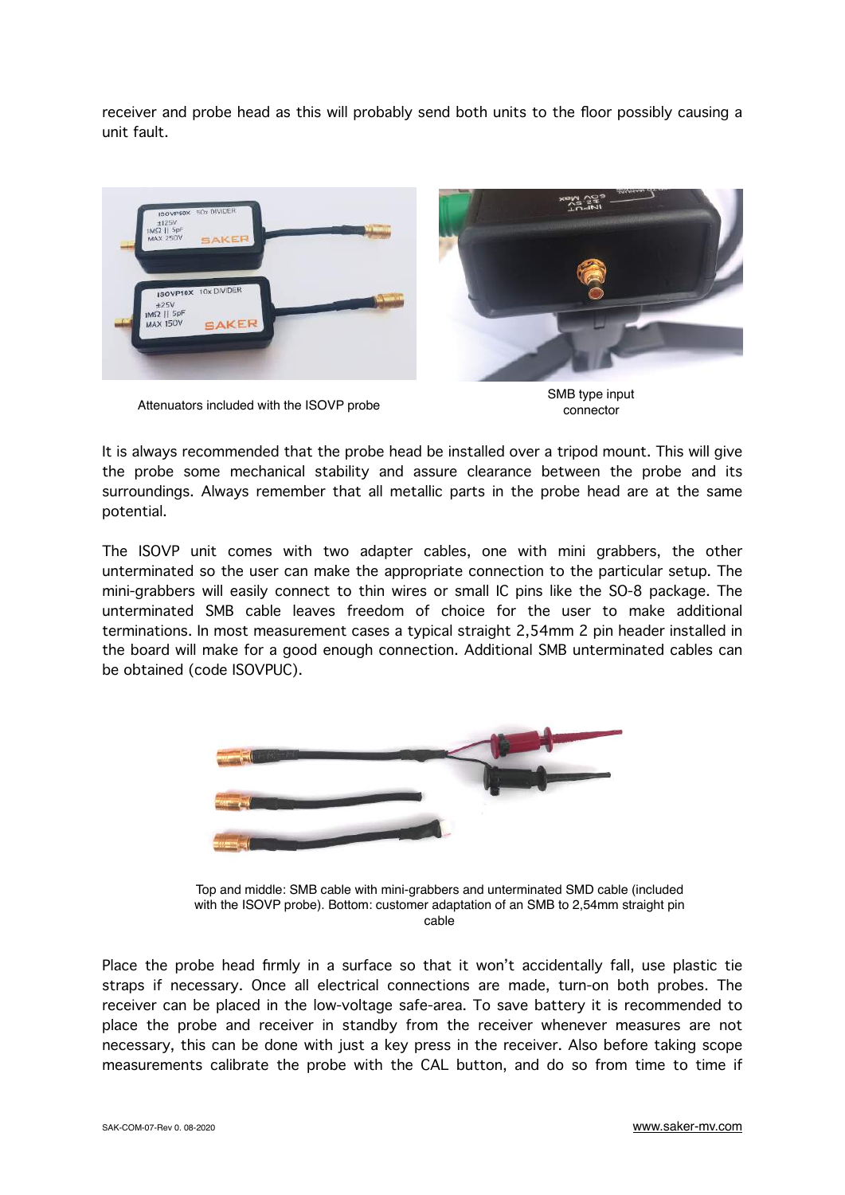receiver and probe head as this will probably send both units to the floor possibly causing a unit fault.

Attenuators included with the ISOVP probe

SMB type input connector

It is always recommended that the probe head be installed over a tripod mount. This will give the probe some mechanical stability and assure clearance between the probe and its surroundings. Always remember that all metallic parts in the probe head are at the same potential.

The ISOVP unit comes with two adapter cables, one with mini grabbers, the other unterminated so the user can make the appropriate connection to the particular setup. The mini-grabbers will easily connect to thin wires or small IC pins like the SO-8 package. The unterminated SMB cable leaves freedom of choice for the user to make additional terminations. In most measurement cases a typical straight 2,54mm 2 pin header installed in the board will make for a good enough connection. Additional SMB unterminated cables can be obtained (code ISOVPUC).

Top and middle: SMB cable with mini-grabbers and unterminated SMD cable (included with the ISOVP probe). Bottom: customer adaptation of an SMB to 2,54mm straight pin cable

Place the probe head firmly in a surface so that it won't accidentally fall, use plastic tie straps if necessary. Once all electrical connections are made, turn-on both probes. The receiver can be placed in the low-voltage safe-area. To save battery it is recommended to place the probe and receiver in standby from the receiver whenever measures are not necessary, this can be done with just a key press in the receiver. Also before taking scope measurements calibrate the probe with the CAL button, and do so from time to time if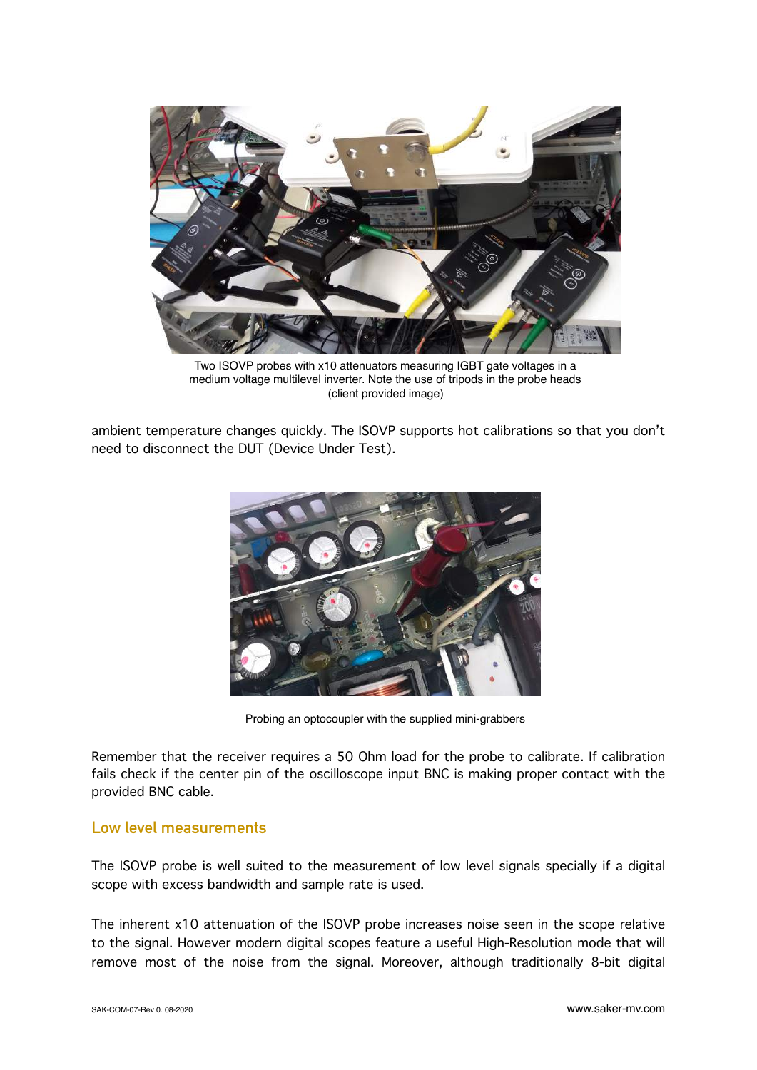Two ISOVP probes with x10 attenuators measuring IGBT gate voltages in a medium voltage multilevel inverter. Note the use of tripods in the probe heads (client provided image)

ambient temperature changes quickly. The ISOVP supports hot calibrations so that you don't need to disconnect the DUT (Device Under Test).

Probing an optocoupler with the supplied mini-grabbers

Remember that the receiver requires a 50 Ohm load for the probe to calibrate. If calibration fails check if the center pin of the oscilloscope input BNC is making proper contact with the provided BNC cable.

## Low level measurements

The ISOVP probe is well suited to the measurement of low level signals specially if a digital scope with excess bandwidth and sample rate is used.

The inherent x10 attenuation of the ISOVP probe increases noise seen in the scope relative to the signal. However modern digital scopes feature a useful High-Resolution mode that will remove most of the noise from the signal. Moreover, although traditionally 8-bit digital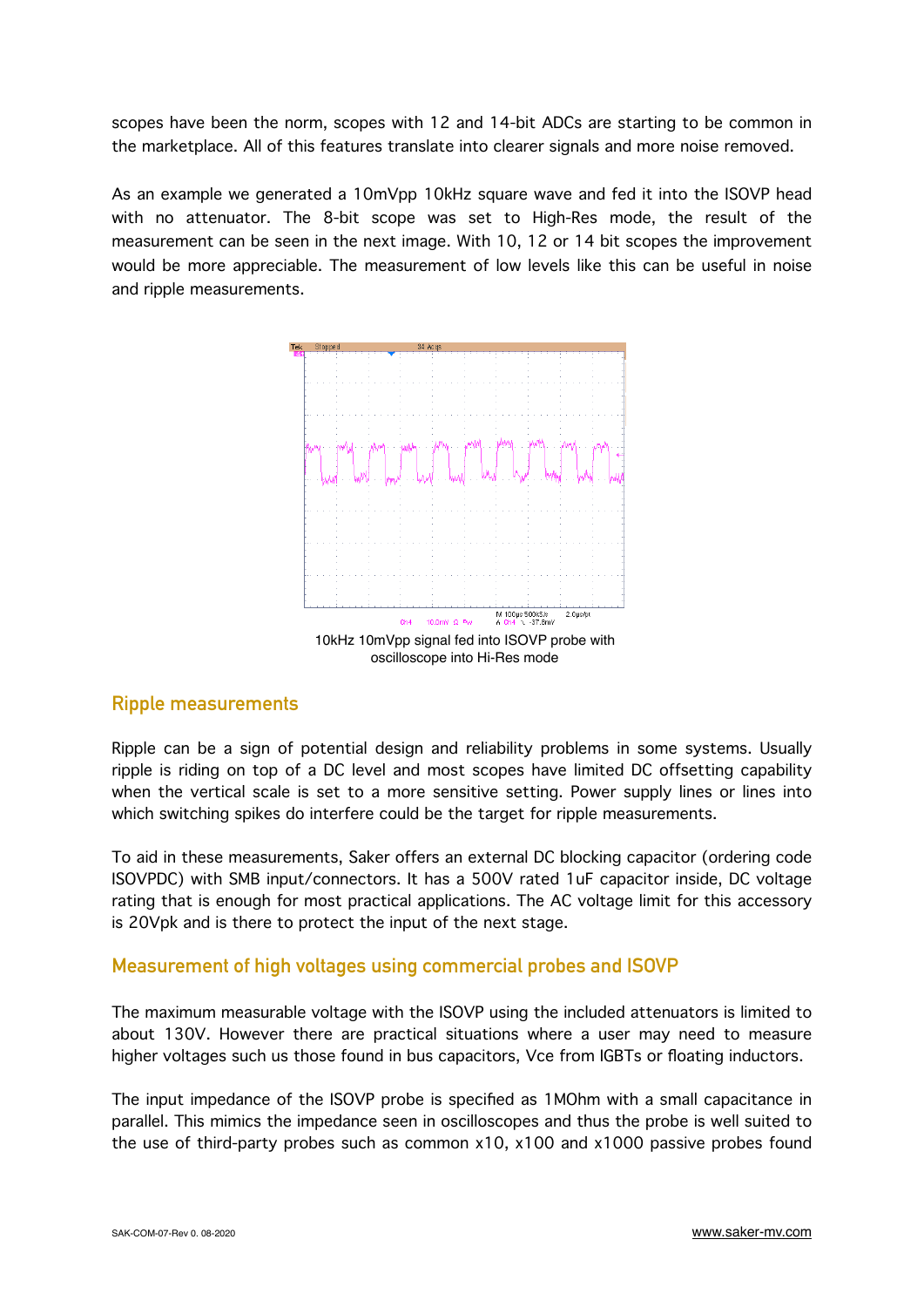scopes have been the norm, scopes with 12 and 14-bit ADCs are starting to be common in the marketplace. All of this features translate into clearer signals and more noise removed.

As an example we generated a 10mVpp 10kHz square wave and fed it into the ISOVP head with no attenuator. The 8-bit scope was set to High-Res mode, the result of the measurement can be seen in the next image. With 10, 12 or 14 bit scopes the improvement would be more appreciable. The measurement of low levels like this can be useful in noise and ripple measurements.

10kHz 10mVpp signal fed into ISOVP probe with oscilloscope into Hi-Res mode

## Ripple measurements

Ripple can be a sign of potential design and reliability problems in some systems. Usually ripple is riding on top of a DC level and most scopes have limited DC offsetting capability when the vertical scale is set to a more sensitive setting. Power supply lines or lines into which switching spikes do interfere could be the target for ripple measurements.

To aid in these measurements, Saker offers an external DC blocking capacitor (ordering code ISOVPDC) with SMB input/connectors. It has a 500V rated 1uF capacitor inside, DC voltage rating that is enough for most practical applications. The AC voltage limit for this accessory is 20Vpk and is there to protect the input of the next stage.

## Measurement of high voltages using commercial probes and ISOVP

The maximum measurable voltage with the ISOVP using the included attenuators is limited to about 130V. However there are practical situations where a user may need to measure higher voltages such us those found in bus capacitors, Vce from IGBTs or floating inductors.

The input impedance of the ISOVP probe is specified as 1MOhm with a small capacitance in parallel. This mimics the impedance seen in oscilloscopes and thus the probe is well suited to the use of third-party probes such as common x10, x100 and x1000 passive probes found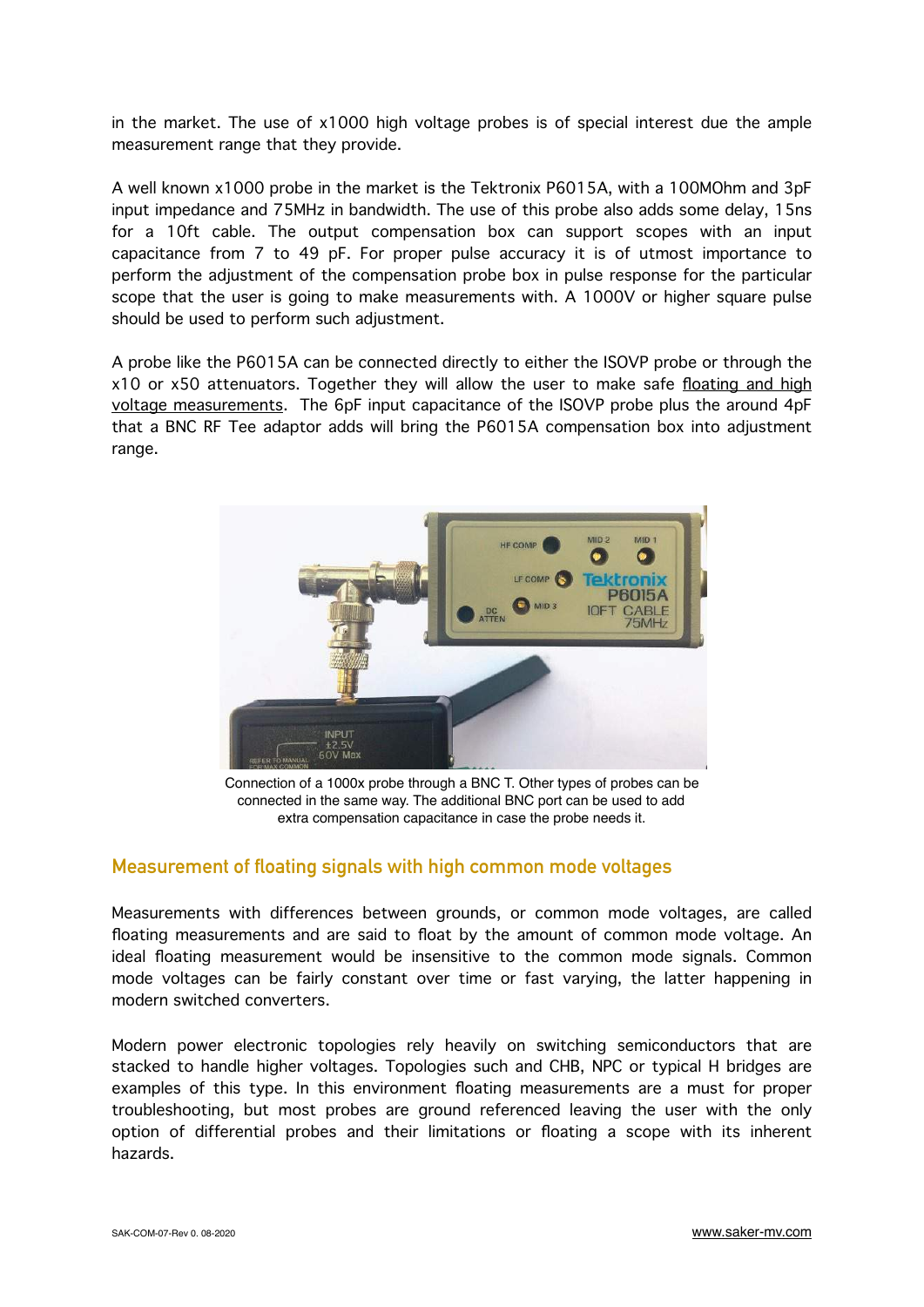in the market. The use of x1000 high voltage probes is of special interest due the ample measurement range that they provide.

A well known x1000 probe in the market is the Tektronix P6015A, with a 100MOhm and 3pF input impedance and 75MHz in bandwidth. The use of this probe also adds some delay, 15ns for a 10ft cable. The output compensation box can support scopes with an input capacitance from 7 to 49 pF. For proper pulse accuracy it is of utmost importance to perform the adjustment of the compensation probe box in pulse response for the particular scope that the user is going to make measurements with. A 1000V or higher square pulse should be used to perform such adjustment.

A probe like the P6015A can be connected directly to either the ISOVP probe or through the x10 or x50 attenuators. Together they will allow the user to make safe floating and high voltage measurements. The 6pF input capacitance of the ISOVP probe plus the around 4pF that a BNC RF Tee adaptor adds will bring the P6015A compensation box into adjustment range.

Connection of a 1000x probe through a BNC T. Other types of probes can be connected in the same way. The additional BNC port can be used to add extra compensation capacitance in case the probe needs it.

## Measurement of floating signals with high common mode voltages

Measurements with differences between grounds, or common mode voltages, are called floating measurements and are said to float by the amount of common mode voltage. An ideal floating measurement would be insensitive to the common mode signals. Common mode voltages can be fairly constant over time or fast varying, the latter happening in modern switched converters.

Modern power electronic topologies rely heavily on switching semiconductors that are stacked to handle higher voltages. Topologies such and CHB, NPC or typical H bridges are examples of this type. In this environment floating measurements are a must for proper troubleshooting, but most probes are ground referenced leaving the user with the only option of differential probes and their limitations or floating a scope with its inherent hazards.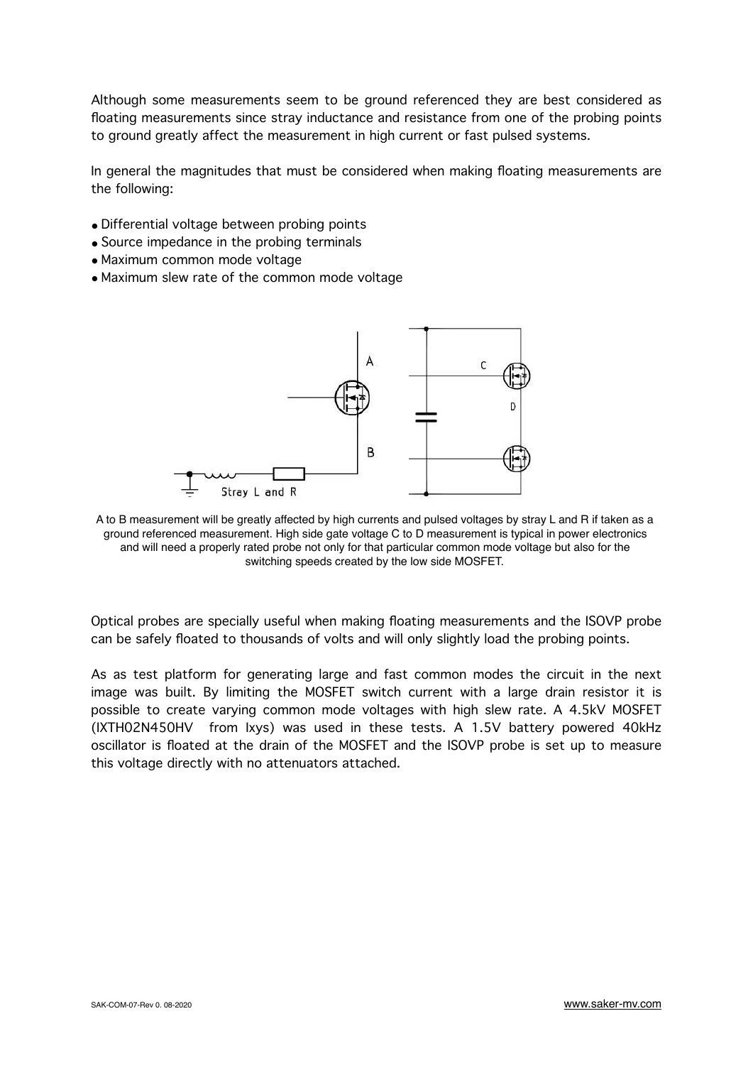Although some measurements seem to be ground referenced they are best considered as floating measurements since stray inductance and resistance from one of the probing points to ground greatly affect the measurement in high current or fast pulsed systems.

In general the magnitudes that must be considered when making floating measurements are the following:

- Differential voltage between probing points
- Source impedance in the probing terminals
- Maximum common mode voltage
- Maximum slew rate of the common mode voltage

A to B measurement will be greatly affected by high currents and pulsed voltages by stray L and R if taken as a ground referenced measurement. High side gate voltage C to D measurement is typical in power electronics and will need a properly rated probe not only for that particular common mode voltage but also for the switching speeds created by the low side MOSFET.

Optical probes are specially useful when making floating measurements and the ISOVP probe can be safely floated to thousands of volts and will only slightly load the probing points.

As as test platform for generating large and fast common modes the circuit in the next image was built. By limiting the MOSFET switch current with a large drain resistor it is possible to create varying common mode voltages with high slew rate. A 4.5kV MOSFET (IXTH02N450HV from Ixys) was used in these tests. A 1.5V battery powered 40kHz oscillator is floated at the drain of the MOSFET and the ISOVP probe is set up to measure this voltage directly with no attenuators attached.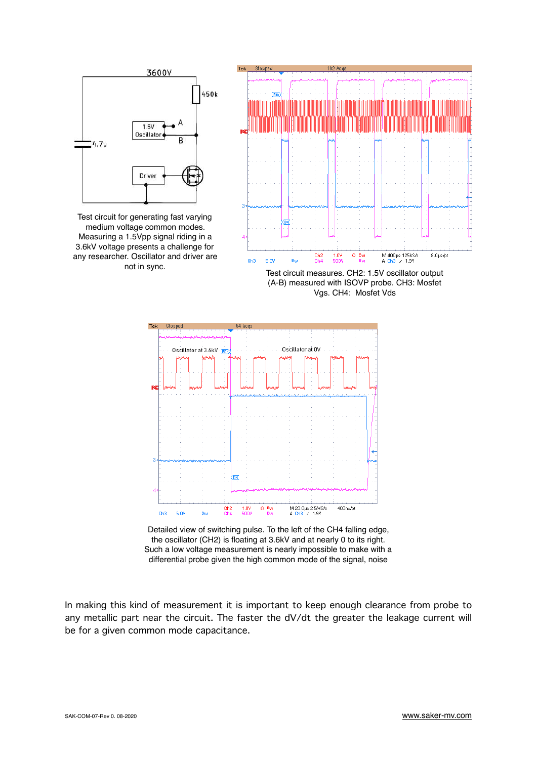Test circuit for generating fast varying medium voltage common modes. Measuring a 1.5Vpp signal riding in a 3.6kV voltage presents a challenge for any researcher. Oscillator and driver are not in sync.

Test circuit measures. CH2: 1.5V oscillator output (A-B) measured with ISOVP probe. CH3: Mosfet Vgs. CH4: Mosfet Vds

Detailed view of switching pulse. To the left of the CH4 falling edge, the oscillator (CH2) is floating at 3.6kV and at nearly 0 to its right. Such a low voltage measurement is nearly impossible to make with a differential probe given the high common mode of the signal, noise

In making this kind of measurement it is important to keep enough clearance from probe to any metallic part near the circuit. The faster the dV/dt the greater the leakage current will be for a given common mode capacitance.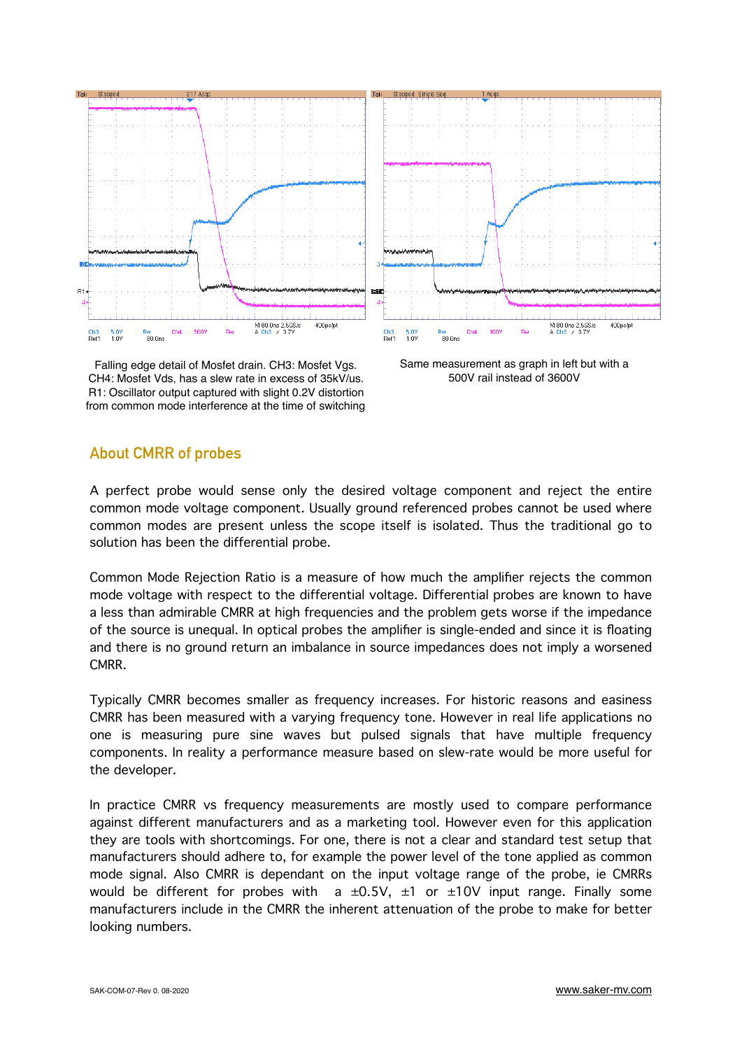Falling edge detail of Mosfet drain. CH3: Mosfet Vgs. CH4: Mosfet Vds, has a slew rate in excess of 35kV/us. R1: Oscillator output captured with slight 0.2V distortion from common mode interference at the time of switching

Same measurement as graph in left but with a 500V rail instead of 3600V

## About CMRR of probes

A perfect probe would sense only the desired voltage component and reject the entire common mode voltage component. Usually ground referenced probes cannot be used where common modes are present unless the scope itself is isolated. Thus the traditional go to solution has been the differential probe.

Common Mode Rejection Ratio is a measure of how much the amplifier rejects the common mode voltage with respect to the differential voltage. Differential probes are known to have a less than admirable CMRR at high frequencies and the problem gets worse if the impedance of the source is unequal. In optical probes the amplifier is single-ended and since it is floating and there is no ground return an imbalance in source impedances does not imply a worsened CMRR.

Typically CMRR becomes smaller as frequency increases. For historic reasons and easiness CMRR has been measured with a varying frequency tone. However in real life applications no one is measuring pure sine waves but pulsed signals that have multiple frequency components. In reality a performance measure based on slew-rate would be more useful for the developer.

In practice CMRR vs frequency measurements are mostly used to compare performance against different manufacturers and as a marketing tool. However even for this application they are tools with shortcomings. For one, there is not a clear and standard test setup that manufacturers should adhere to, for example the power level of the tone applied as common mode signal. Also CMRR is dependant on the input voltage range of the probe, ie CMRRs would be different for probes with a ±0.5V, ±1 or ±10V input range. Finally some manufacturers include in the CMRR the inherent attenuation of the probe to make for better looking numbers.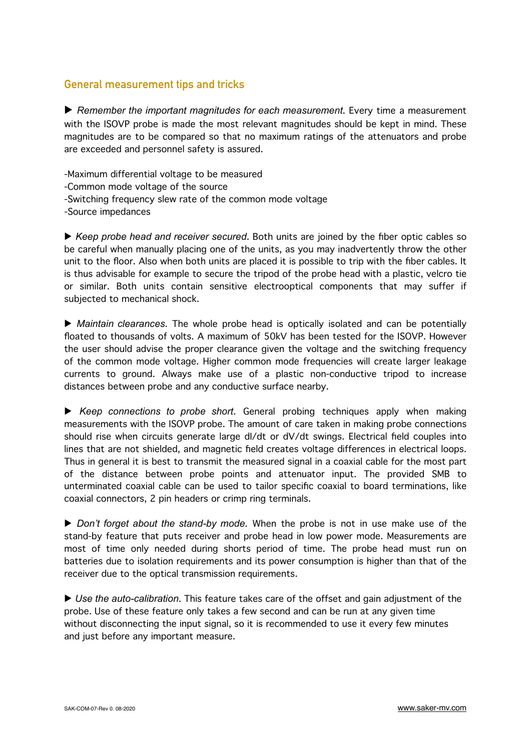## General measurement tips and tricks

▶ *Remember the important magnitudes for each measurement*. Every time a measurement with the ISOVP probe is made the most relevant magnitudes should be kept in mind. These magnitudes are to be compared so that no maximum ratings of the attenuators and probe are exceeded and personnel safety is assured.

-Maximum differential voltage to be measured
-Common mode voltage of the source
-Switching frequency slew rate of the common mode voltage
-Source impedances

▶ *Keep probe head and receiver secured*. Both units are joined by the fiber optic cables so be careful when manually placing one of the units, as you may inadvertently throw the other unit to the floor. Also when both units are placed it is possible to trip with the fiber cables. It is thus advisable for example to secure the tripod of the probe head with a plastic, velcro tie or similar. Both units contain sensitive electrooptical components that may suffer if subjected to mechanical shock.

▶ *Maintain clearances*. The whole probe head is optically isolated and can be potentially floated to thousands of volts. A maximum of 50kV has been tested for the ISOVP. However the user should advise the proper clearance given the voltage and the switching frequency of the common mode voltage. Higher common mode frequencies will create larger leakage currents to ground. Always make use of a plastic non-conductive tripod to increase distances between probe and any conductive surface nearby.

▶ *Keep connections to probe short*. General probing techniques apply when making measurements with the ISOVP probe. The amount of care taken in making probe connections should rise when circuits generate large dI/dt or dV/dt swings. Electrical field couples into lines that are not shielded, and magnetic field creates voltage differences in electrical loops. Thus in general it is best to transmit the measured signal in a coaxial cable for the most part of the distance between probe points and attenuator input. The provided SMB to unterminated coaxial cable can be used to tailor specific coaxial to board terminations, like coaxial connectors, 2 pin headers or crimp ring terminals.

▶ *Don't forget about the stand-by mode*. When the probe is not in use make use of the stand-by feature that puts receiver and probe head in low power mode. Measurements are most of time only needed during shorts period of time. The probe head must run on batteries due to isolation requirements and its power consumption is higher than that of the receiver due to the optical transmission requirements.

▶ *Use the auto-calibration*. This feature takes care of the offset and gain adjustment of the probe. Use of these feature only takes a few second and can be run at any given time without disconnecting the input signal, so it is recommended to use it every few minutes and just before any important measure.